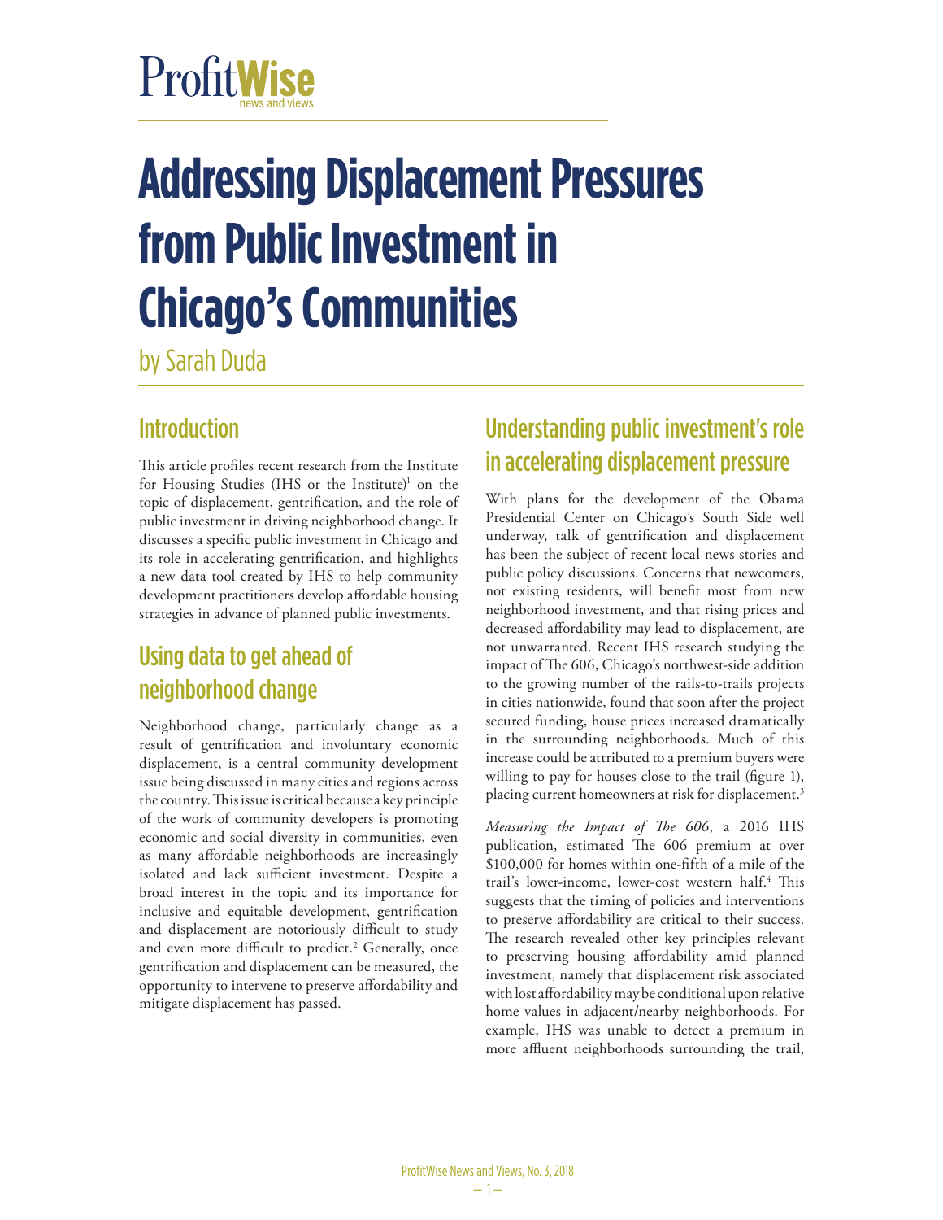ProfitWise news and views

# Addressing Displacement Pressures from Public Investment in Chicago's Communities

by Sarah Duda

## Introduction

This article profiles recent research from the Institute for Housing Studies (IHS or the Institute)[1] on the topic of displacement, gentrification, and the role of public investment in driving neighborhood change. It discusses a specific public investment in Chicago and its role in accelerating gentrification, and highlights a new data tool created by IHS to help community development practitioners develop affordable housing strategies in advance of planned public investments.

## Using data to get ahead of neighborhood change

Neighborhood change, particularly change as a result of gentrification and involuntary economic displacement, is a central community development issue being discussed in many cities and regions across the country. This issue is critical because a key principle of the work of community developers is promoting economic and social diversity in communities, even as many affordable neighborhoods are increasingly isolated and lack sufficient investment. Despite a broad interest in the topic and its importance for inclusive and equitable development, gentrification and displacement are notoriously difficult to study and even more difficult to predict.[2] Generally, once gentrification and displacement can be measured, the opportunity to intervene to preserve affordability and mitigate displacement has passed.

## Understanding public investment's role in accelerating displacement pressure

With plans for the development of the Obama Presidential Center on Chicago's South Side well underway, talk of gentrification and displacement has been the subject of recent local news stories and public policy discussions. Concerns that newcomers, not existing residents, will benefit most from new neighborhood investment, and that rising prices and decreased affordability may lead to displacement, are not unwarranted. Recent IHS research studying the impact of The 606, Chicago's northwest-side addition to the growing number of the rails-to-trails projects in cities nationwide, found that soon after the project secured funding, house prices increased dramatically in the surrounding neighborhoods. Much of this increase could be attributed to a premium buyers were willing to pay for houses close to the trail (figure 1), placing current homeowners at risk for displacement.[3]

*Measuring the Impact of The 606*, a 2016 IHS publication, estimated The 606 premium at over $100,000 for homes within one-fifth of a mile of the trail's lower-income, lower-cost western half.[4] This suggests that the timing of policies and interventions to preserve affordability are critical to their success. The research revealed other key principles relevant to preserving housing affordability amid planned investment, namely that displacement risk associated with lost affordability may be conditional upon relative home values in adjacent/nearby neighborhoods. For example, IHS was unable to detect a premium in more affluent neighborhoods surrounding the trail,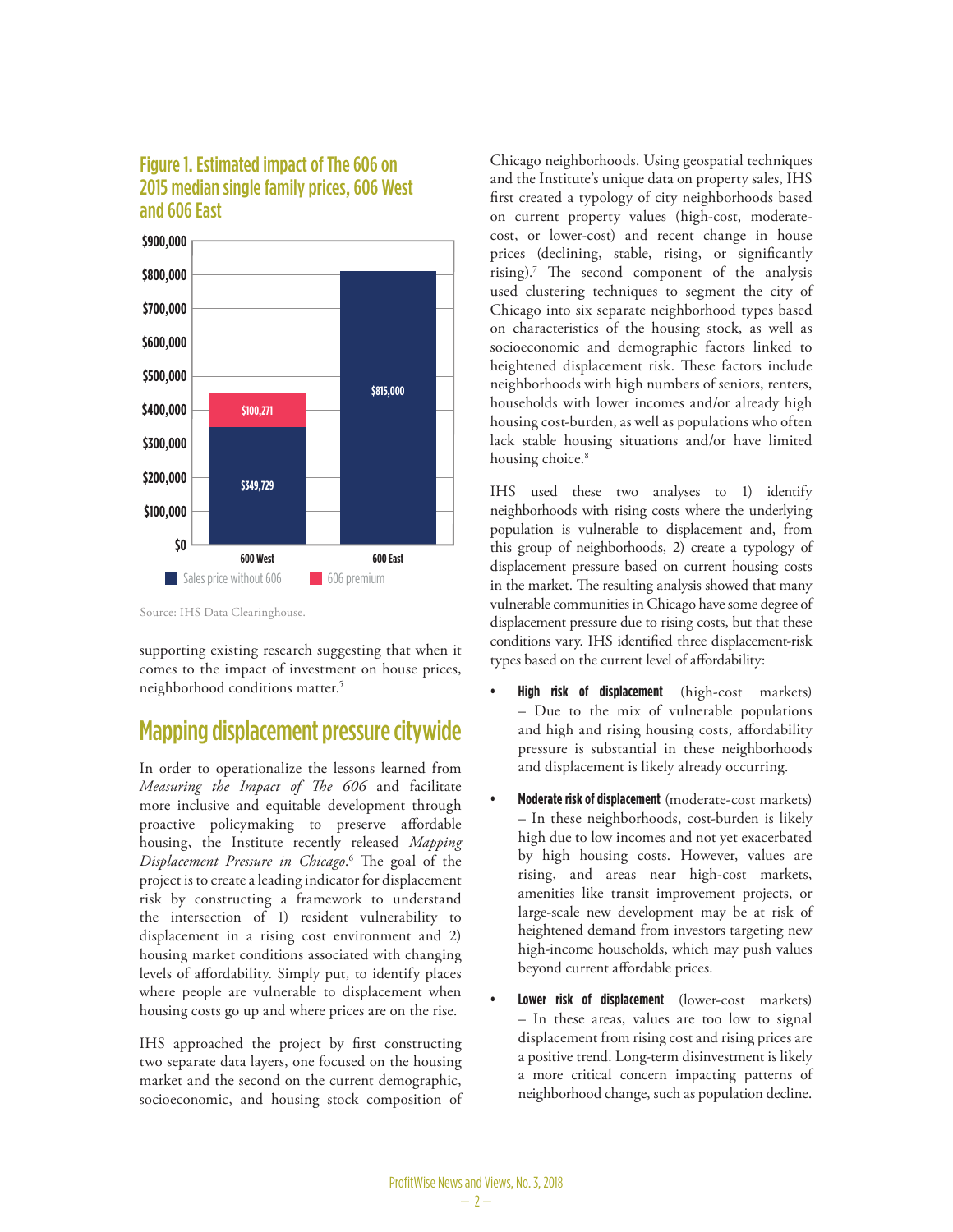### Figure 1. Estimated impact of The 606 on 2015 median single family prices, 606 West and 606 East

| | Sales price without 606 | 606 premium |
|---|---|---|
| 600 West | $349,729 | $100,271 |
| 600 East | $815,000 | |

Source: IHS Data Clearinghouse.

supporting existing research suggesting that when it comes to the impact of investment on house prices, neighborhood conditions matter.[5]

## Mapping displacement pressure citywide

In order to operationalize the lessons learned from *Measuring the Impact of The 606* and facilitate more inclusive and equitable development through proactive policymaking to preserve affordable housing, the Institute recently released *Mapping Displacement Pressure in Chicago*.[6] The goal of the project is to create a leading indicator for displacement risk by constructing a framework to understand the intersection of 1) resident vulnerability to displacement in a rising cost environment and 2) housing market conditions associated with changing levels of affordability. Simply put, to identify places where people are vulnerable to displacement when housing costs go up and where prices are on the rise.

IHS approached the project by first constructing two separate data layers, one focused on the housing market and the second on the current demographic, socioeconomic, and housing stock composition of Chicago neighborhoods. Using geospatial techniques and the Institute's unique data on property sales, IHS first created a typology of city neighborhoods based on current property values (high-cost, moderate-cost, or lower-cost) and recent change in house prices (declining, stable, rising, or significantly rising).[7] The second component of the analysis used clustering techniques to segment the city of Chicago into six separate neighborhood types based on characteristics of the housing stock, as well as socioeconomic and demographic factors linked to heightened displacement risk. These factors include neighborhoods with high numbers of seniors, renters, households with lower incomes and/or already high housing cost-burden, as well as populations who often lack stable housing situations and/or have limited housing choice.[8]

IHS used these two analyses to 1) identify neighborhoods with rising costs where the underlying population is vulnerable to displacement and, from this group of neighborhoods, 2) create a typology of displacement pressure based on current housing costs in the market. The resulting analysis showed that many vulnerable communities in Chicago have some degree of displacement pressure due to rising costs, but that these conditions vary. IHS identified three displacement-risk types based on the current level of affordability:

- **High risk of displacement** (high-cost markets) – Due to the mix of vulnerable populations and high and rising housing costs, affordability pressure is substantial in these neighborhoods and displacement is likely already occurring.
- **Moderate risk of displacement** (moderate-cost markets) – In these neighborhoods, cost-burden is likely high due to low incomes and not yet exacerbated by high housing costs. However, values are rising, and areas near high-cost markets, amenities like transit improvement projects, or large-scale new development may be at risk of heightened demand from investors targeting new high-income households, which may push values beyond current affordable prices.
- **Lower risk of displacement** (lower-cost markets) – In these areas, values are too low to signal displacement from rising cost and rising prices are a positive trend. Long-term disinvestment is likely a more critical concern impacting patterns of neighborhood change, such as population decline.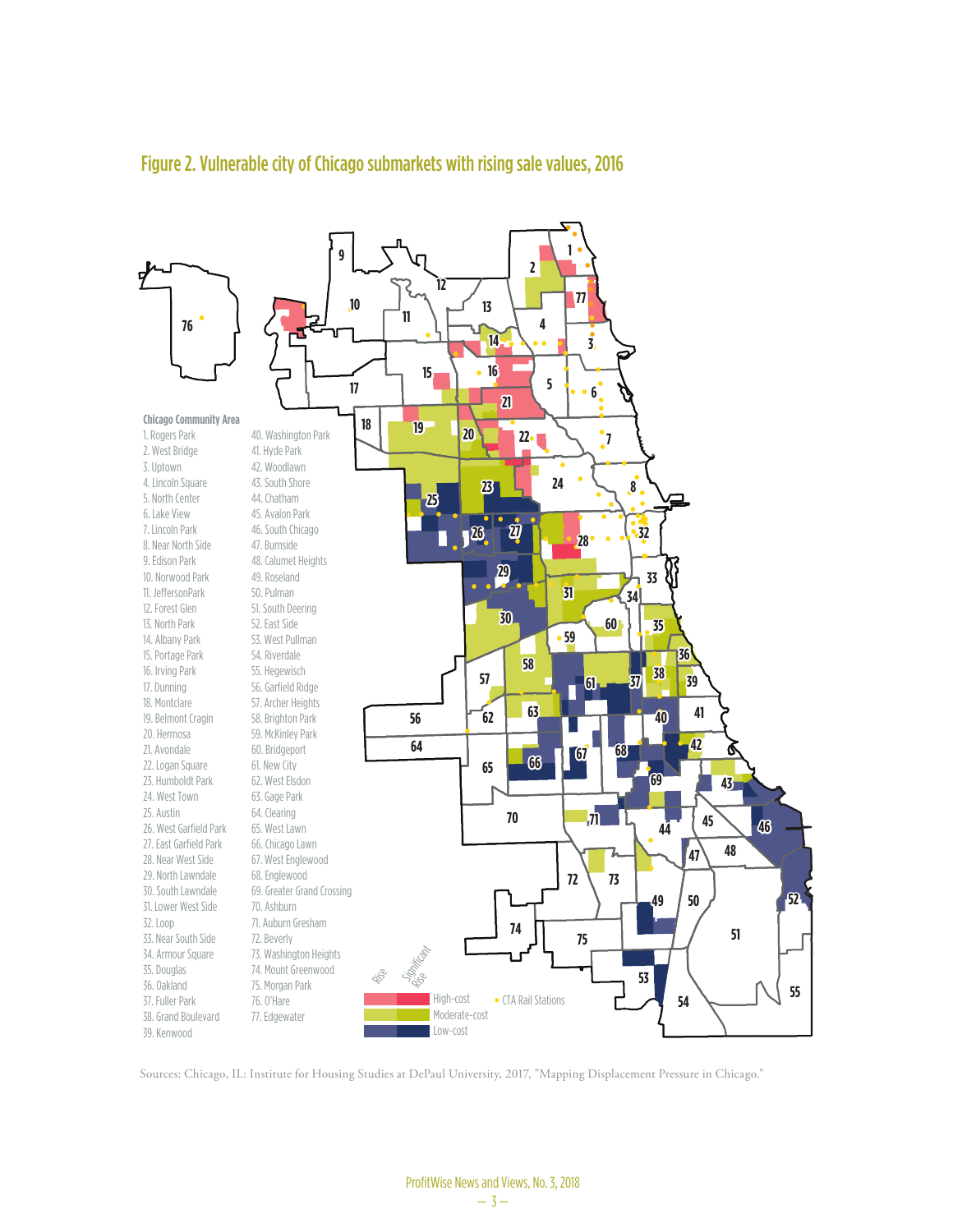## Figure 2. Vulnerable city of Chicago submarkets with rising sale values, 2016

**Chicago Community Area**

1. Rogers Park
2. West Bridge
3. Uptown
4. Lincoln Square
5. North Center
6. Lake View
7. Lincoln Park
8. Near North Side
9. Edison Park
10. Norwood Park
11. JeffersonPark
12. Forest Glen
13. North Park
14. Albany Park
15. Portage Park
16. Irving Park
17. Dunning
18. Montclare
19. Belmont Cragin
20. Hermosa
21. Avondale
22. Logan Square
23. Humboldt Park
24. West Town
25. Austin
26. West Garfield Park
27. East Garfield Park
28. Near West Side
29. North Lawndale
30. South Lawndale
31. Lower West Side
32. Loop
33. Near South Side
34. Armour Square
35. Douglas
36. Oakland
37. Fuller Park
38. Grand Boulevard
39. Kenwood
40. Washington Park
41. Hyde Park
42. Woodlawn
43. South Shore
44. Chatham
45. Avalon Park
46. South Chicago
47. Burnside
48. Calumet Heights
49. Roseland
50. Pulman
51. South Deering
52. East Side
53. West Pullman
54. Riverdale
55. Hegewisch
56. Garfield Ridge
57. Archer Heights
58. Brighton Park
59. McKinley Park
60. Bridgeport
61. New City
62. West Elsdon
63. Gage Park
64. Clearing
65. West Lawn
66. Chicago Lawn
67. West Englewood
68. Englewood
69. Greater Grand Crossing
70. Ashburn
71. Auburn Gresham
72. Beverly
73. Washington Heights
74. Mount Greenwood
75. Morgan Park
76. O'Hare
77. Edgewater

Legend: Rise / Significant Rise — High-cost; Moderate-cost; Low-cost. • CTA Rail Stations

Sources: Chicago, IL: Institute for Housing Studies at DePaul University, 2017, "Mapping Displacement Pressure in Chicago."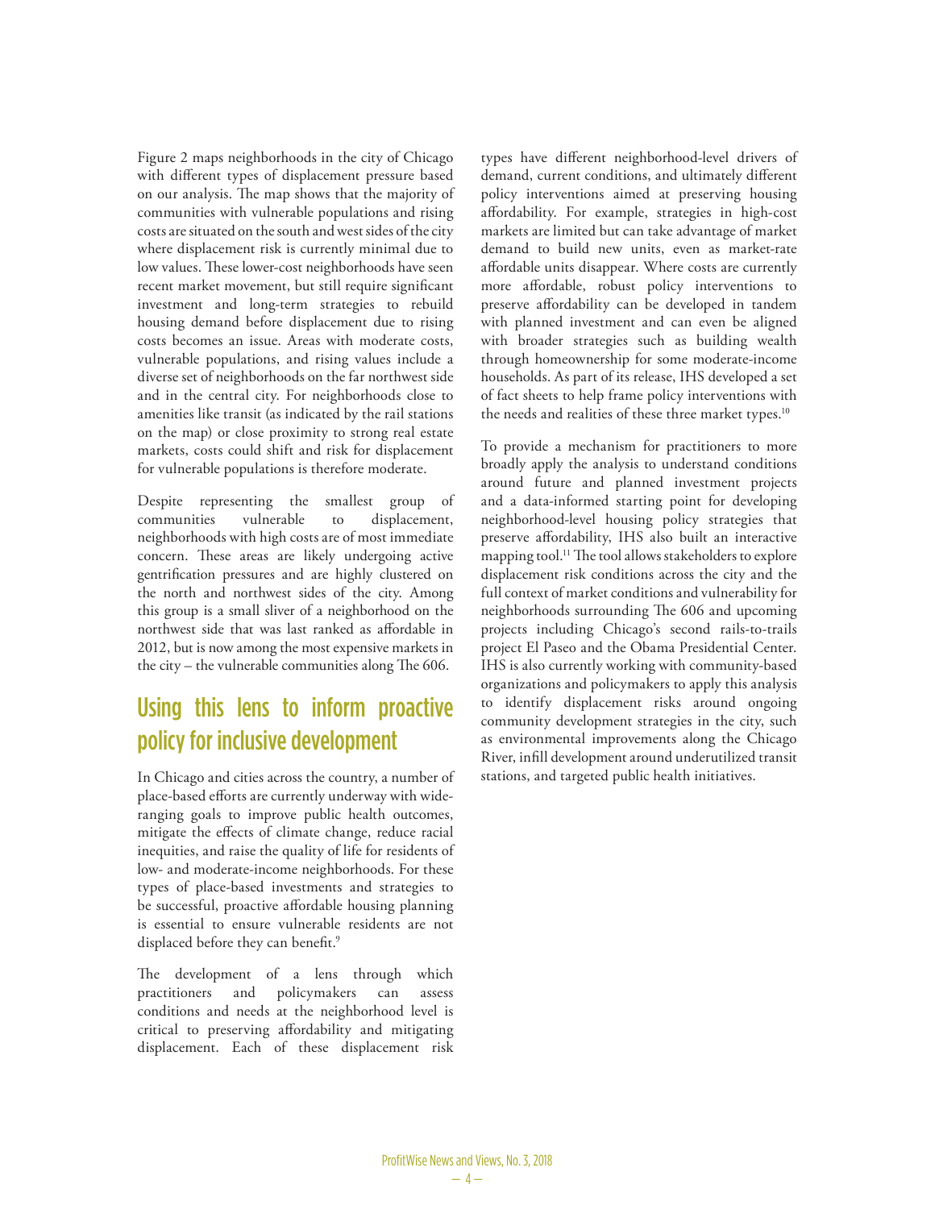Figure 2 maps neighborhoods in the city of Chicago with different types of displacement pressure based on our analysis. The map shows that the majority of communities with vulnerable populations and rising costs are situated on the south and west sides of the city where displacement risk is currently minimal due to low values. These lower-cost neighborhoods have seen recent market movement, but still require significant investment and long-term strategies to rebuild housing demand before displacement due to rising costs becomes an issue. Areas with moderate costs, vulnerable populations, and rising values include a diverse set of neighborhoods on the far northwest side and in the central city. For neighborhoods close to amenities like transit (as indicated by the rail stations on the map) or close proximity to strong real estate markets, costs could shift and risk for displacement for vulnerable populations is therefore moderate.

Despite representing the smallest group of communities vulnerable to displacement, neighborhoods with high costs are of most immediate concern. These areas are likely undergoing active gentrification pressures and are highly clustered on the north and northwest sides of the city. Among this group is a small sliver of a neighborhood on the northwest side that was last ranked as affordable in 2012, but is now among the most expensive markets in the city – the vulnerable communities along The 606.

## Using this lens to inform proactive policy for inclusive development

In Chicago and cities across the country, a number of place-based efforts are currently underway with wide-ranging goals to improve public health outcomes, mitigate the effects of climate change, reduce racial inequities, and raise the quality of life for residents of low- and moderate-income neighborhoods. For these types of place-based investments and strategies to be successful, proactive affordable housing planning is essential to ensure vulnerable residents are not displaced before they can benefit.[9]

The development of a lens through which practitioners and policymakers can assess conditions and needs at the neighborhood level is critical to preserving affordability and mitigating displacement. Each of these displacement risk types have different neighborhood-level drivers of demand, current conditions, and ultimately different policy interventions aimed at preserving housing affordability. For example, strategies in high-cost markets are limited but can take advantage of market demand to build new units, even as market-rate affordable units disappear. Where costs are currently more affordable, robust policy interventions to preserve affordability can be developed in tandem with planned investment and can even be aligned with broader strategies such as building wealth through homeownership for some moderate-income households. As part of its release, IHS developed a set of fact sheets to help frame policy interventions with the needs and realities of these three market types.[10]

To provide a mechanism for practitioners to more broadly apply the analysis to understand conditions around future and planned investment projects and a data-informed starting point for developing neighborhood-level housing policy strategies that preserve affordability, IHS also built an interactive mapping tool.[11] The tool allows stakeholders to explore displacement risk conditions across the city and the full context of market conditions and vulnerability for neighborhoods surrounding The 606 and upcoming projects including Chicago's second rails-to-trails project El Paseo and the Obama Presidential Center. IHS is also currently working with community-based organizations and policymakers to apply this analysis to identify displacement risks around ongoing community development strategies in the city, such as environmental improvements along the Chicago River, infill development around underutilized transit stations, and targeted public health initiatives.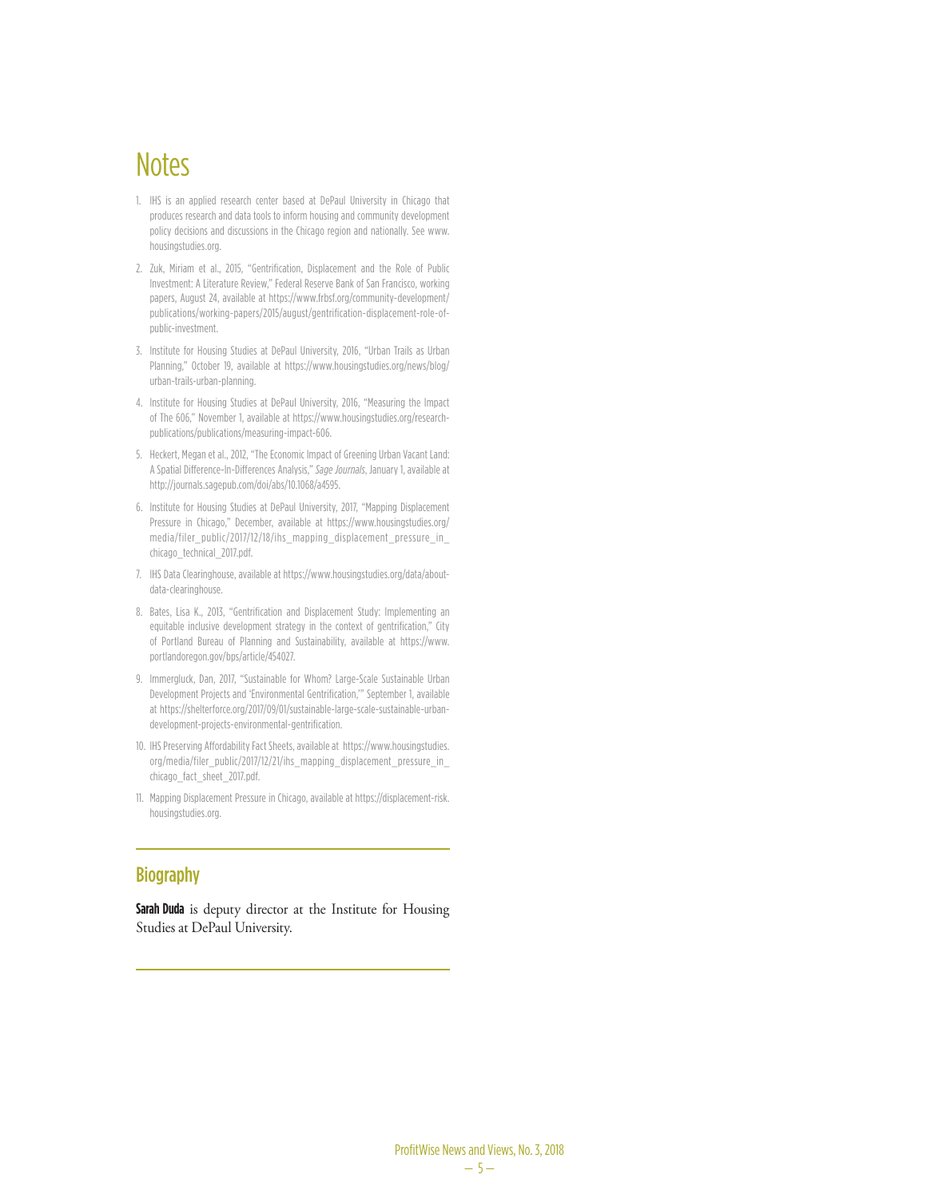# Notes

1. IHS is an applied research center based at DePaul University in Chicago that produces research and data tools to inform housing and community development policy decisions and discussions in the Chicago region and nationally. See www.housingstudies.org.

2. Zuk, Miriam et al., 2015, "Gentrification, Displacement and the Role of Public Investment: A Literature Review," Federal Reserve Bank of San Francisco, working papers, August 24, available at https://www.frbsf.org/community-development/publications/working-papers/2015/august/gentrification-displacement-role-of-public-investment.

3. Institute for Housing Studies at DePaul University, 2016, "Urban Trails as Urban Planning," October 19, available at https://www.housingstudies.org/news/blog/urban-trails-urban-planning.

4. Institute for Housing Studies at DePaul University, 2016, "Measuring the Impact of The 606," November 1, available at https://www.housingstudies.org/research-publications/publications/measuring-impact-606.

5. Heckert, Megan et al., 2012, "The Economic Impact of Greening Urban Vacant Land: A Spatial Difference-In-Differences Analysis," *Sage Journals*, January 1, available at http://journals.sagepub.com/doi/abs/10.1068/a4595.

6. Institute for Housing Studies at DePaul University, 2017, "Mapping Displacement Pressure in Chicago," December, available at https://www.housingstudies.org/media/filer_public/2017/12/18/ihs_mapping_displacement_pressure_in_chicago_technical_2017.pdf.

7. IHS Data Clearinghouse, available at https://www.housingstudies.org/data/about-data-clearinghouse.

8. Bates, Lisa K., 2013, "Gentrification and Displacement Study: Implementing an equitable inclusive development strategy in the context of gentrification," City of Portland Bureau of Planning and Sustainability, available at https://www.portlandoregon.gov/bps/article/454027.

9. Immergluck, Dan, 2017, "Sustainable for Whom? Large-Scale Sustainable Urban Development Projects and 'Environmental Gentrification,'" September 1, available at https://shelterforce.org/2017/09/01/sustainable-large-scale-sustainable-urban-development-projects-environmental-gentrification.

10. IHS Preserving Affordability Fact Sheets, available at https://www.housingstudies.org/media/filer_public/2017/12/21/ihs_mapping_displacement_pressure_in_chicago_fact_sheet_2017.pdf.

11. Mapping Displacement Pressure in Chicago, available at https://displacement-risk.housingstudies.org.

## Biography

**Sarah Duda** is deputy director at the Institute for Housing Studies at DePaul University.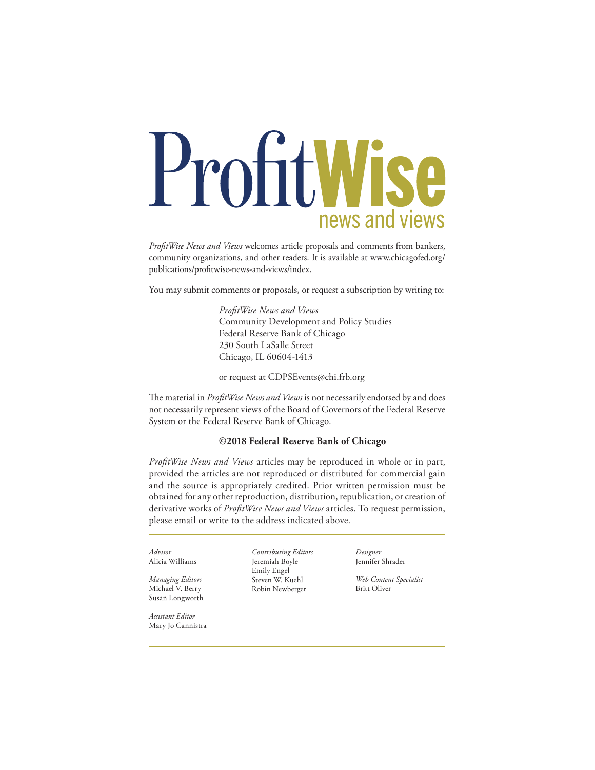# ProfitWise news and views

*ProfitWise News and Views* welcomes article proposals and comments from bankers, community organizations, and other readers. It is available at www.chicagofed.org/publications/profitwise-news-and-views/index.

You may submit comments or proposals, or request a subscription by writing to:

> *ProfitWise News and Views*
> Community Development and Policy Studies
> Federal Reserve Bank of Chicago
> 230 South LaSalle Street
> Chicago, IL 60604-1413
>
> or request at CDPSEvents@chi.frb.org

The material in *ProfitWise News and Views* is not necessarily endorsed by and does not necessarily represent views of the Board of Governors of the Federal Reserve System or the Federal Reserve Bank of Chicago.

**©2018 Federal Reserve Bank of Chicago**

*ProfitWise News and Views* articles may be reproduced in whole or in part, provided the articles are not reproduced or distributed for commercial gain and the source is appropriately credited. Prior written permission must be obtained for any other reproduction, distribution, republication, or creation of derivative works of *ProfitWise News and Views* articles. To request permission, please email or write to the address indicated above.

---

*Advisor*
Alicia Williams

*Managing Editors*
Michael V. Berry
Susan Longworth

*Assistant Editor*
Mary Jo Cannistra

*Contributing Editors*
Jeremiah Boyle
Emily Engel
Steven W. Kuehl
Robin Newberger

*Designer*
Jennifer Shrader

*Web Content Specialist*
Britt Oliver